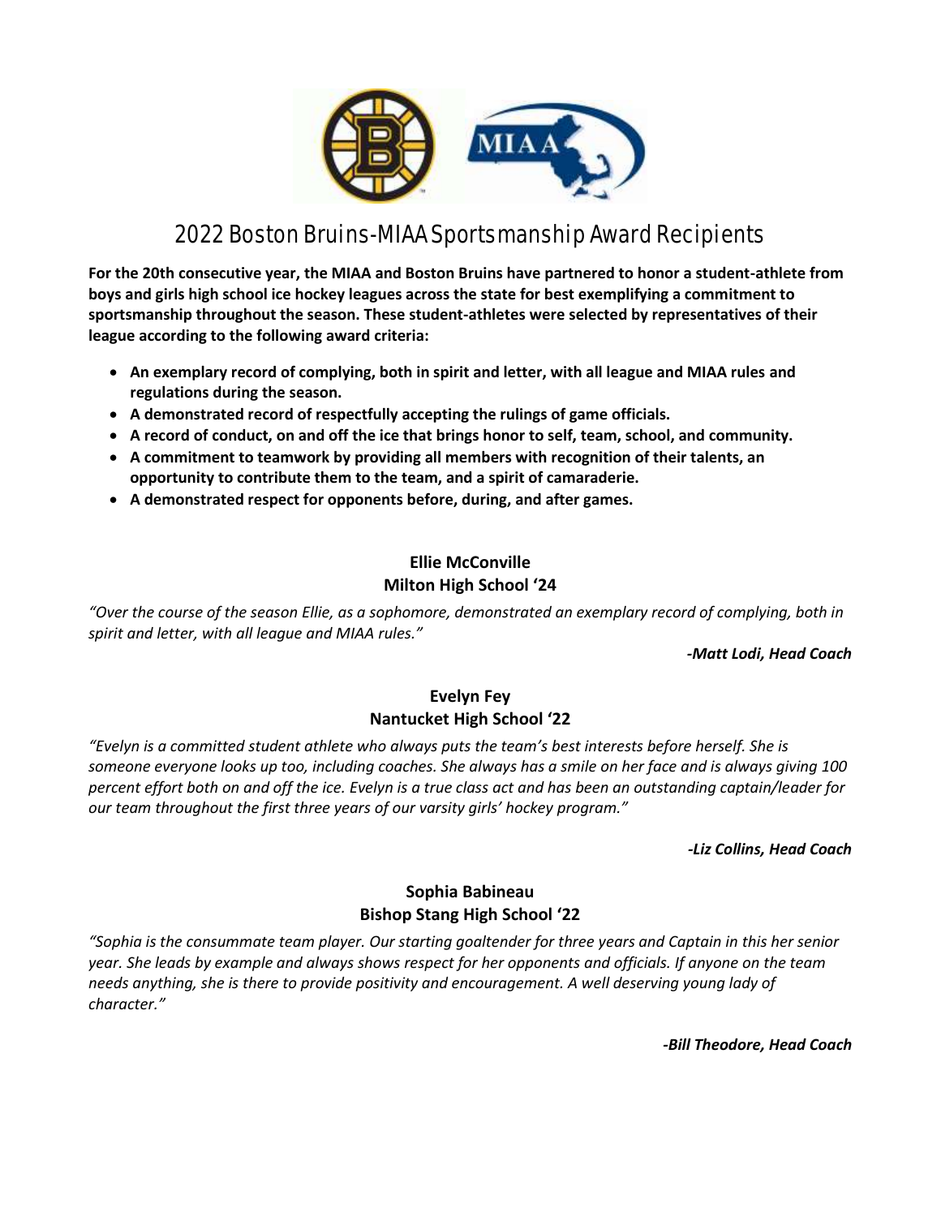# 2022 Boston Bruins-MIAA Sportsmanship Award Recipients

**For the 20th consecutive year, the MIAA and Boston Bruins have partnered to honor a student-athlete from boys and girls high school ice hockey leagues across the state for best exemplifying a commitment to sportsmanship throughout the season. These student-athletes were selected by representatives of their league according to the following award criteria:**

- **An exemplary record of complying, both in spirit and letter, with all league and MIAA rules and regulations during the season.**
- **A demonstrated record of respectfully accepting the rulings of game officials.**
- **A record of conduct, on and off the ice that brings honor to self, team, school, and community.**
- **A commitment to teamwork by providing all members with recognition of their talents, an opportunity to contribute them to the team, and a spirit of camaraderie.**
- **A demonstrated respect for opponents before, during, and after games.**

**Ellie McConville**
**Milton High School '24**

*"Over the course of the season Ellie, as a sophomore, demonstrated an exemplary record of complying, both in spirit and letter, with all league and MIAA rules."*

***-Matt Lodi, Head Coach***

**Evelyn Fey**
**Nantucket High School '22**

*"Evelyn is a committed student athlete who always puts the team's best interests before herself. She is someone everyone looks up too, including coaches. She always has a smile on her face and is always giving 100 percent effort both on and off the ice. Evelyn is a true class act and has been an outstanding captain/leader for our team throughout the first three years of our varsity girls' hockey program."*

***-Liz Collins, Head Coach***

**Sophia Babineau**
**Bishop Stang High School '22**

*"Sophia is the consummate team player. Our starting goaltender for three years and Captain in this her senior year. She leads by example and always shows respect for her opponents and officials. If anyone on the team needs anything, she is there to provide positivity and encouragement. A well deserving young lady of character."*

***-Bill Theodore, Head Coach***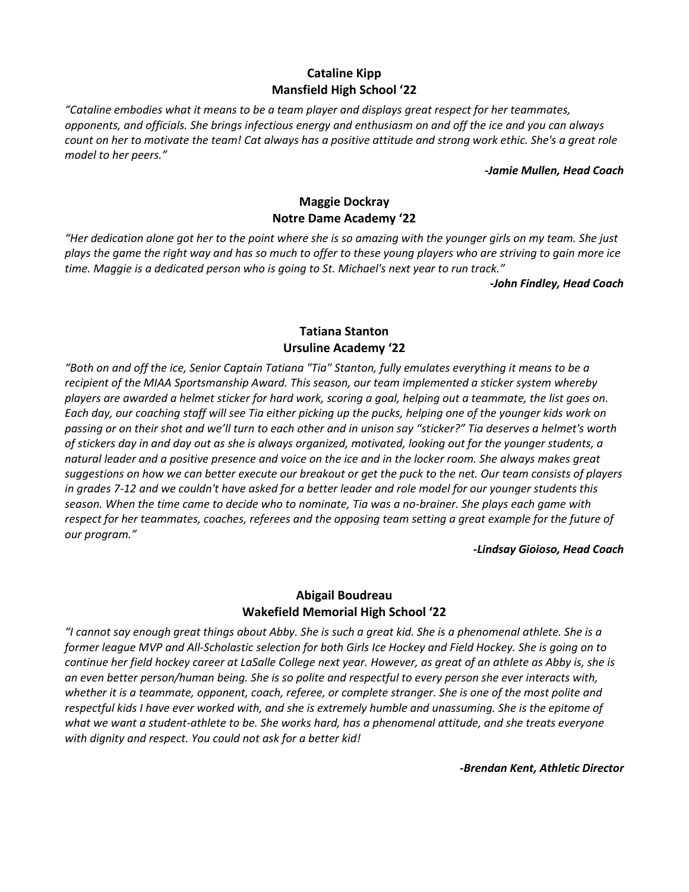**Cataline Kipp**
**Mansfield High School '22**

*"Cataline embodies what it means to be a team player and displays great respect for her teammates, opponents, and officials. She brings infectious energy and enthusiasm on and off the ice and you can always count on her to motivate the team! Cat always has a positive attitude and strong work ethic. She's a great role model to her peers."*

***-Jamie Mullen, Head Coach***

**Maggie Dockray**
**Notre Dame Academy '22**

*"Her dedication alone got her to the point where she is so amazing with the younger girls on my team. She just plays the game the right way and has so much to offer to these young players who are striving to gain more ice time. Maggie is a dedicated person who is going to St. Michael's next year to run track."*

***-John Findley, Head Coach***

**Tatiana Stanton**
**Ursuline Academy '22**

*"Both on and off the ice, Senior Captain Tatiana "Tia" Stanton, fully emulates everything it means to be a recipient of the MIAA Sportsmanship Award. This season, our team implemented a sticker system whereby players are awarded a helmet sticker for hard work, scoring a goal, helping out a teammate, the list goes on. Each day, our coaching staff will see Tia either picking up the pucks, helping one of the younger kids work on passing or on their shot and we'll turn to each other and in unison say "sticker?" Tia deserves a helmet's worth of stickers day in and day out as she is always organized, motivated, looking out for the younger students, a natural leader and a positive presence and voice on the ice and in the locker room. She always makes great suggestions on how we can better execute our breakout or get the puck to the net. Our team consists of players in grades 7-12 and we couldn't have asked for a better leader and role model for our younger students this season. When the time came to decide who to nominate, Tia was a no-brainer. She plays each game with respect for her teammates, coaches, referees and the opposing team setting a great example for the future of our program."*

***-Lindsay Gioioso, Head Coach***

**Abigail Boudreau**
**Wakefield Memorial High School '22**

*"I cannot say enough great things about Abby. She is such a great kid. She is a phenomenal athlete. She is a former league MVP and All-Scholastic selection for both Girls Ice Hockey and Field Hockey. She is going on to continue her field hockey career at LaSalle College next year. However, as great of an athlete as Abby is, she is an even better person/human being. She is so polite and respectful to every person she ever interacts with, whether it is a teammate, opponent, coach, referee, or complete stranger. She is one of the most polite and respectful kids I have ever worked with, and she is extremely humble and unassuming. She is the epitome of what we want a student-athlete to be. She works hard, has a phenomenal attitude, and she treats everyone with dignity and respect. You could not ask for a better kid!*

***-Brendan Kent, Athletic Director***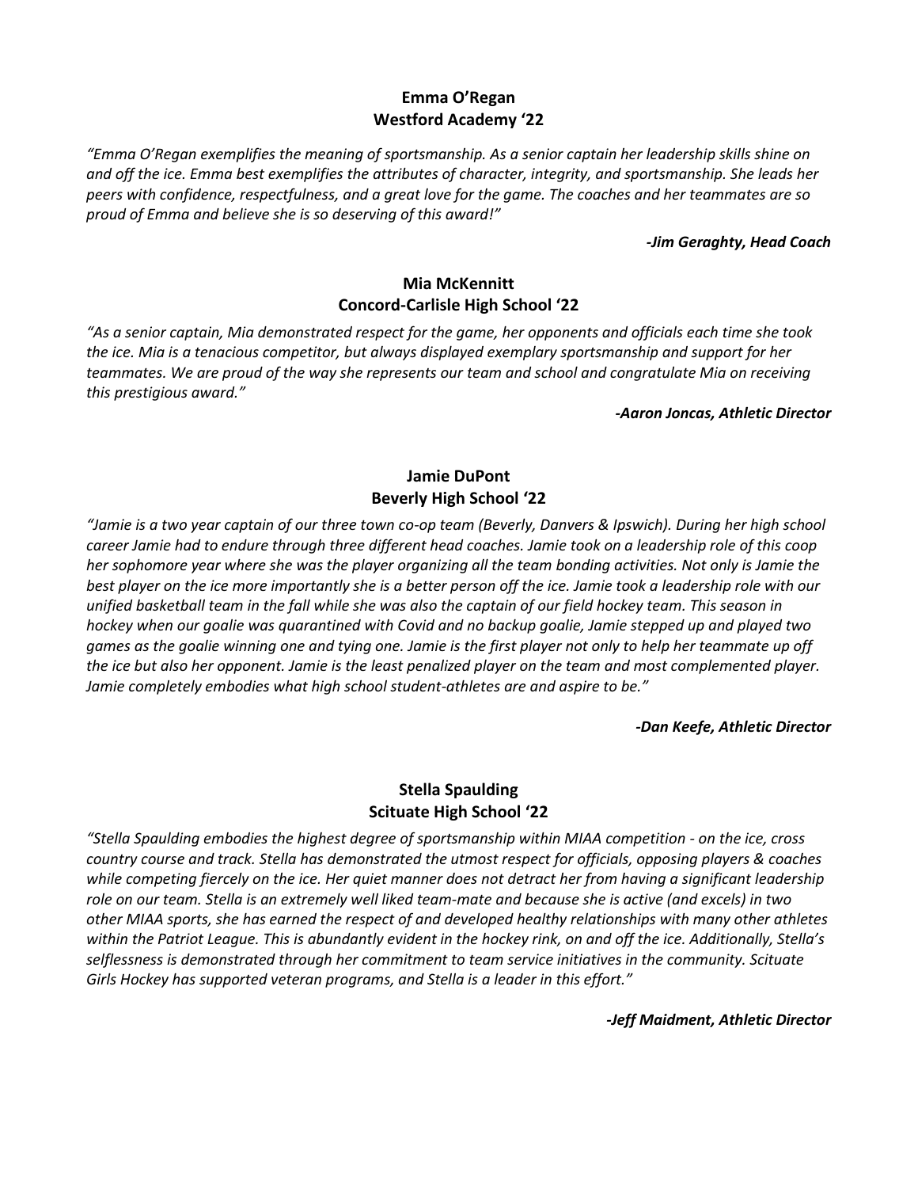**Emma O'Regan**
**Westford Academy '22**

*"Emma O'Regan exemplifies the meaning of sportsmanship. As a senior captain her leadership skills shine on and off the ice. Emma best exemplifies the attributes of character, integrity, and sportsmanship. She leads her peers with confidence, respectfulness, and a great love for the game. The coaches and her teammates are so proud of Emma and believe she is so deserving of this award!"*

***-Jim Geraghty, Head Coach***

**Mia McKennitt**
**Concord-Carlisle High School '22**

*"As a senior captain, Mia demonstrated respect for the game, her opponents and officials each time she took the ice. Mia is a tenacious competitor, but always displayed exemplary sportsmanship and support for her teammates. We are proud of the way she represents our team and school and congratulate Mia on receiving this prestigious award."*

***-Aaron Joncas, Athletic Director***

**Jamie DuPont**
**Beverly High School '22**

*"Jamie is a two year captain of our three town co-op team (Beverly, Danvers & Ipswich). During her high school career Jamie had to endure through three different head coaches. Jamie took on a leadership role of this coop her sophomore year where she was the player organizing all the team bonding activities. Not only is Jamie the best player on the ice more importantly she is a better person off the ice. Jamie took a leadership role with our unified basketball team in the fall while she was also the captain of our field hockey team. This season in hockey when our goalie was quarantined with Covid and no backup goalie, Jamie stepped up and played two games as the goalie winning one and tying one. Jamie is the first player not only to help her teammate up off the ice but also her opponent. Jamie is the least penalized player on the team and most complemented player. Jamie completely embodies what high school student-athletes are and aspire to be."*

***-Dan Keefe, Athletic Director***

**Stella Spaulding**
**Scituate High School '22**

*"Stella Spaulding embodies the highest degree of sportsmanship within MIAA competition - on the ice, cross country course and track. Stella has demonstrated the utmost respect for officials, opposing players & coaches while competing fiercely on the ice. Her quiet manner does not detract her from having a significant leadership role on our team. Stella is an extremely well liked team-mate and because she is active (and excels) in two other MIAA sports, she has earned the respect of and developed healthy relationships with many other athletes within the Patriot League. This is abundantly evident in the hockey rink, on and off the ice. Additionally, Stella's selflessness is demonstrated through her commitment to team service initiatives in the community. Scituate Girls Hockey has supported veteran programs, and Stella is a leader in this effort."*

***-Jeff Maidment, Athletic Director***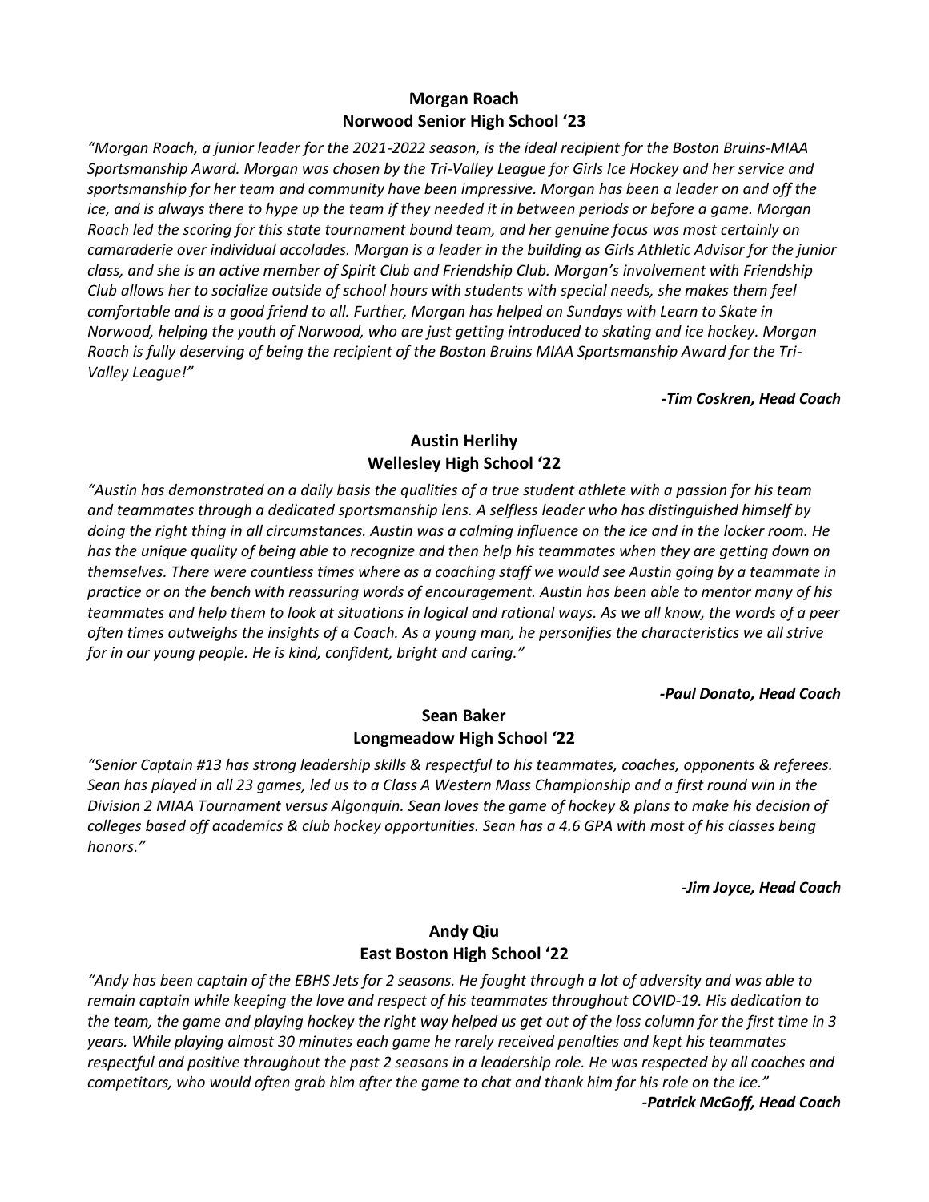**Morgan Roach**
**Norwood Senior High School '23**

*"Morgan Roach, a junior leader for the 2021-2022 season, is the ideal recipient for the Boston Bruins-MIAA Sportsmanship Award. Morgan was chosen by the Tri-Valley League for Girls Ice Hockey and her service and sportsmanship for her team and community have been impressive. Morgan has been a leader on and off the ice, and is always there to hype up the team if they needed it in between periods or before a game. Morgan Roach led the scoring for this state tournament bound team, and her genuine focus was most certainly on camaraderie over individual accolades. Morgan is a leader in the building as Girls Athletic Advisor for the junior class, and she is an active member of Spirit Club and Friendship Club. Morgan's involvement with Friendship Club allows her to socialize outside of school hours with students with special needs, she makes them feel comfortable and is a good friend to all. Further, Morgan has helped on Sundays with Learn to Skate in Norwood, helping the youth of Norwood, who are just getting introduced to skating and ice hockey. Morgan Roach is fully deserving of being the recipient of the Boston Bruins MIAA Sportsmanship Award for the Tri-Valley League!"*

***-Tim Coskren, Head Coach***

**Austin Herlihy**
**Wellesley High School '22**

*"Austin has demonstrated on a daily basis the qualities of a true student athlete with a passion for his team and teammates through a dedicated sportsmanship lens. A selfless leader who has distinguished himself by doing the right thing in all circumstances. Austin was a calming influence on the ice and in the locker room. He has the unique quality of being able to recognize and then help his teammates when they are getting down on themselves. There were countless times where as a coaching staff we would see Austin going by a teammate in practice or on the bench with reassuring words of encouragement. Austin has been able to mentor many of his teammates and help them to look at situations in logical and rational ways. As we all know, the words of a peer often times outweighs the insights of a Coach. As a young man, he personifies the characteristics we all strive for in our young people. He is kind, confident, bright and caring."*

***-Paul Donato, Head Coach***

**Sean Baker**
**Longmeadow High School '22**

*"Senior Captain #13 has strong leadership skills & respectful to his teammates, coaches, opponents & referees. Sean has played in all 23 games, led us to a Class A Western Mass Championship and a first round win in the Division 2 MIAA Tournament versus Algonquin. Sean loves the game of hockey & plans to make his decision of colleges based off academics & club hockey opportunities. Sean has a 4.6 GPA with most of his classes being honors."*

***-Jim Joyce, Head Coach***

**Andy Qiu**
**East Boston High School '22**

*"Andy has been captain of the EBHS Jets for 2 seasons. He fought through a lot of adversity and was able to remain captain while keeping the love and respect of his teammates throughout COVID-19. His dedication to the team, the game and playing hockey the right way helped us get out of the loss column for the first time in 3 years. While playing almost 30 minutes each game he rarely received penalties and kept his teammates respectful and positive throughout the past 2 seasons in a leadership role. He was respected by all coaches and competitors, who would often grab him after the game to chat and thank him for his role on the ice."*

***-Patrick McGoff, Head Coach***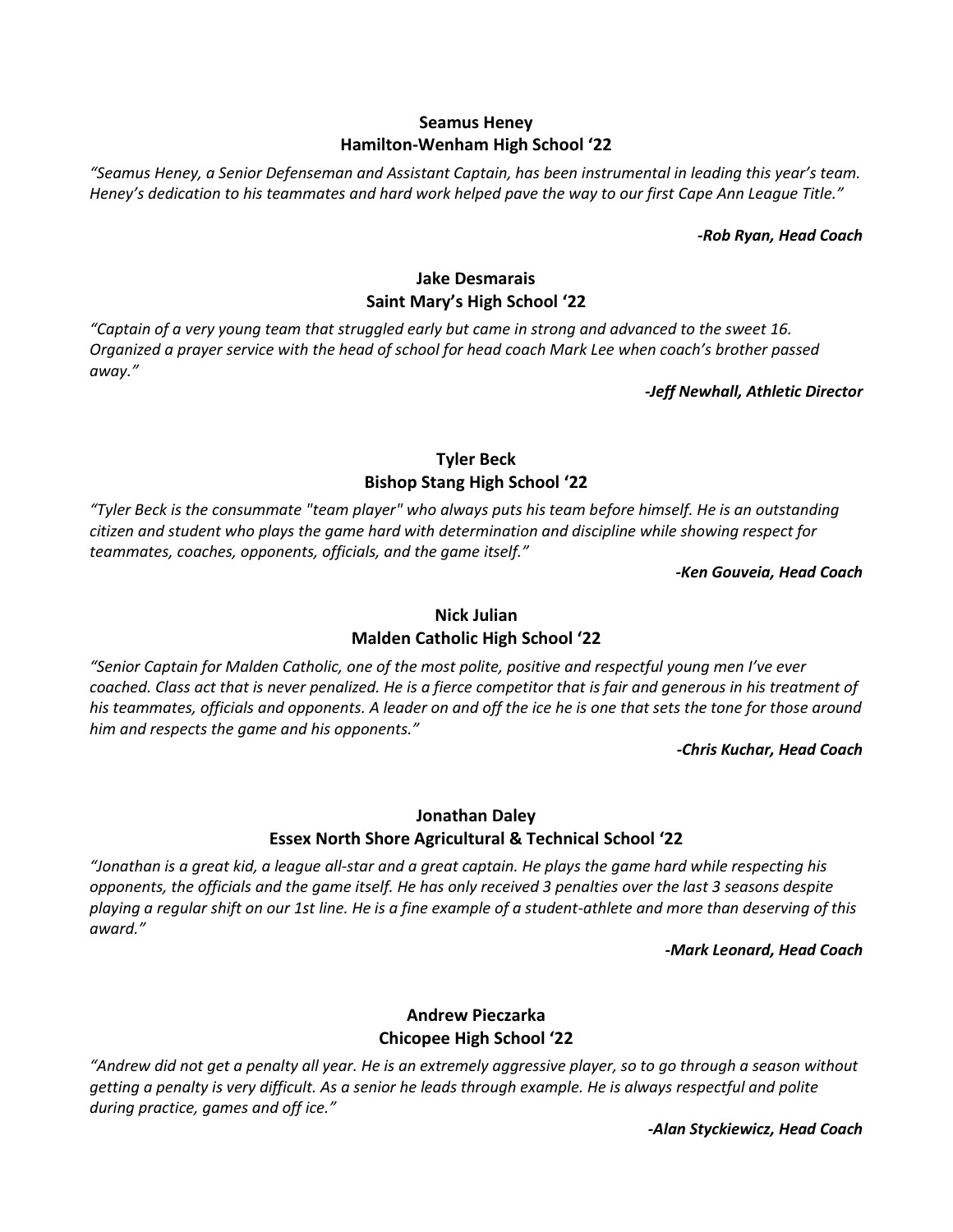**Seamus Heney**
**Hamilton-Wenham High School '22**

*"Seamus Heney, a Senior Defenseman and Assistant Captain, has been instrumental in leading this year's team. Heney's dedication to his teammates and hard work helped pave the way to our first Cape Ann League Title."*

***-Rob Ryan, Head Coach***

**Jake Desmarais**
**Saint Mary's High School '22**

*"Captain of a very young team that struggled early but came in strong and advanced to the sweet 16. Organized a prayer service with the head of school for head coach Mark Lee when coach's brother passed away."*

***-Jeff Newhall, Athletic Director***

**Tyler Beck**
**Bishop Stang High School '22**

*"Tyler Beck is the consummate "team player" who always puts his team before himself. He is an outstanding citizen and student who plays the game hard with determination and discipline while showing respect for teammates, coaches, opponents, officials, and the game itself."*

***-Ken Gouveia, Head Coach***

**Nick Julian**
**Malden Catholic High School '22**

*"Senior Captain for Malden Catholic, one of the most polite, positive and respectful young men I've ever coached. Class act that is never penalized. He is a fierce competitor that is fair and generous in his treatment of his teammates, officials and opponents. A leader on and off the ice he is one that sets the tone for those around him and respects the game and his opponents."*

***-Chris Kuchar, Head Coach***

**Jonathan Daley**
**Essex North Shore Agricultural & Technical School '22**

*"Jonathan is a great kid, a league all-star and a great captain. He plays the game hard while respecting his opponents, the officials and the game itself. He has only received 3 penalties over the last 3 seasons despite playing a regular shift on our 1st line. He is a fine example of a student-athlete and more than deserving of this award."*

***-Mark Leonard, Head Coach***

**Andrew Pieczarka**
**Chicopee High School '22**

*"Andrew did not get a penalty all year. He is an extremely aggressive player, so to go through a season without getting a penalty is very difficult. As a senior he leads through example. He is always respectful and polite during practice, games and off ice."*

***-Alan Styckiewicz, Head Coach***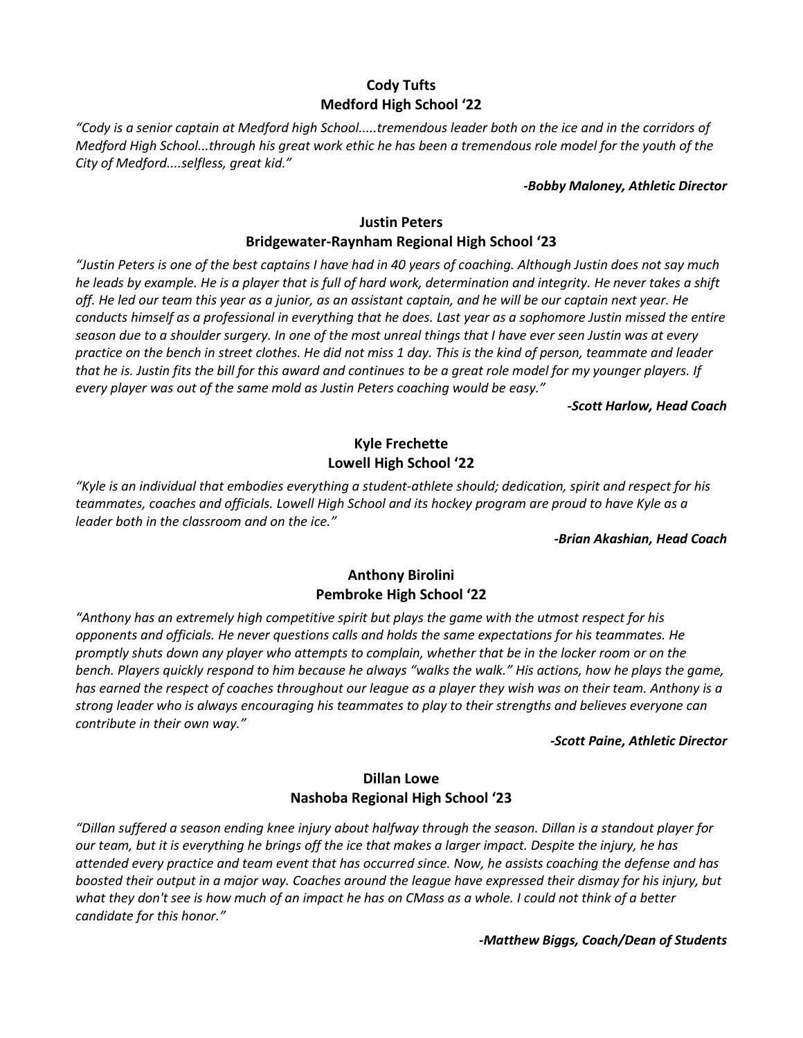**Cody Tufts**
**Medford High School '22**

*"Cody is a senior captain at Medford high School.....tremendous leader both on the ice and in the corridors of Medford High School...through his great work ethic he has been a tremendous role model for the youth of the City of Medford....selfless, great kid."*

***-Bobby Maloney, Athletic Director***

**Justin Peters**
**Bridgewater-Raynham Regional High School '23**

*"Justin Peters is one of the best captains I have had in 40 years of coaching. Although Justin does not say much he leads by example. He is a player that is full of hard work, determination and integrity. He never takes a shift off. He led our team this year as a junior, as an assistant captain, and he will be our captain next year. He conducts himself as a professional in everything that he does. Last year as a sophomore Justin missed the entire season due to a shoulder surgery. In one of the most unreal things that I have ever seen Justin was at every practice on the bench in street clothes. He did not miss 1 day. This is the kind of person, teammate and leader that he is. Justin fits the bill for this award and continues to be a great role model for my younger players. If every player was out of the same mold as Justin Peters coaching would be easy."*

***-Scott Harlow, Head Coach***

**Kyle Frechette**
**Lowell High School '22**

*"Kyle is an individual that embodies everything a student-athlete should; dedication, spirit and respect for his teammates, coaches and officials. Lowell High School and its hockey program are proud to have Kyle as a leader both in the classroom and on the ice."*

***-Brian Akashian, Head Coach***

**Anthony Birolini**
**Pembroke High School '22**

*"Anthony has an extremely high competitive spirit but plays the game with the utmost respect for his opponents and officials. He never questions calls and holds the same expectations for his teammates. He promptly shuts down any player who attempts to complain, whether that be in the locker room or on the bench. Players quickly respond to him because he always "walks the walk." His actions, how he plays the game, has earned the respect of coaches throughout our league as a player they wish was on their team. Anthony is a strong leader who is always encouraging his teammates to play to their strengths and believes everyone can contribute in their own way."*

***-Scott Paine, Athletic Director***

**Dillan Lowe**
**Nashoba Regional High School '23**

*"Dillan suffered a season ending knee injury about halfway through the season. Dillan is a standout player for our team, but it is everything he brings off the ice that makes a larger impact. Despite the injury, he has attended every practice and team event that has occurred since. Now, he assists coaching the defense and has boosted their output in a major way. Coaches around the league have expressed their dismay for his injury, but what they don't see is how much of an impact he has on CMass as a whole. I could not think of a better candidate for this honor."*

***-Matthew Biggs, Coach/Dean of Students***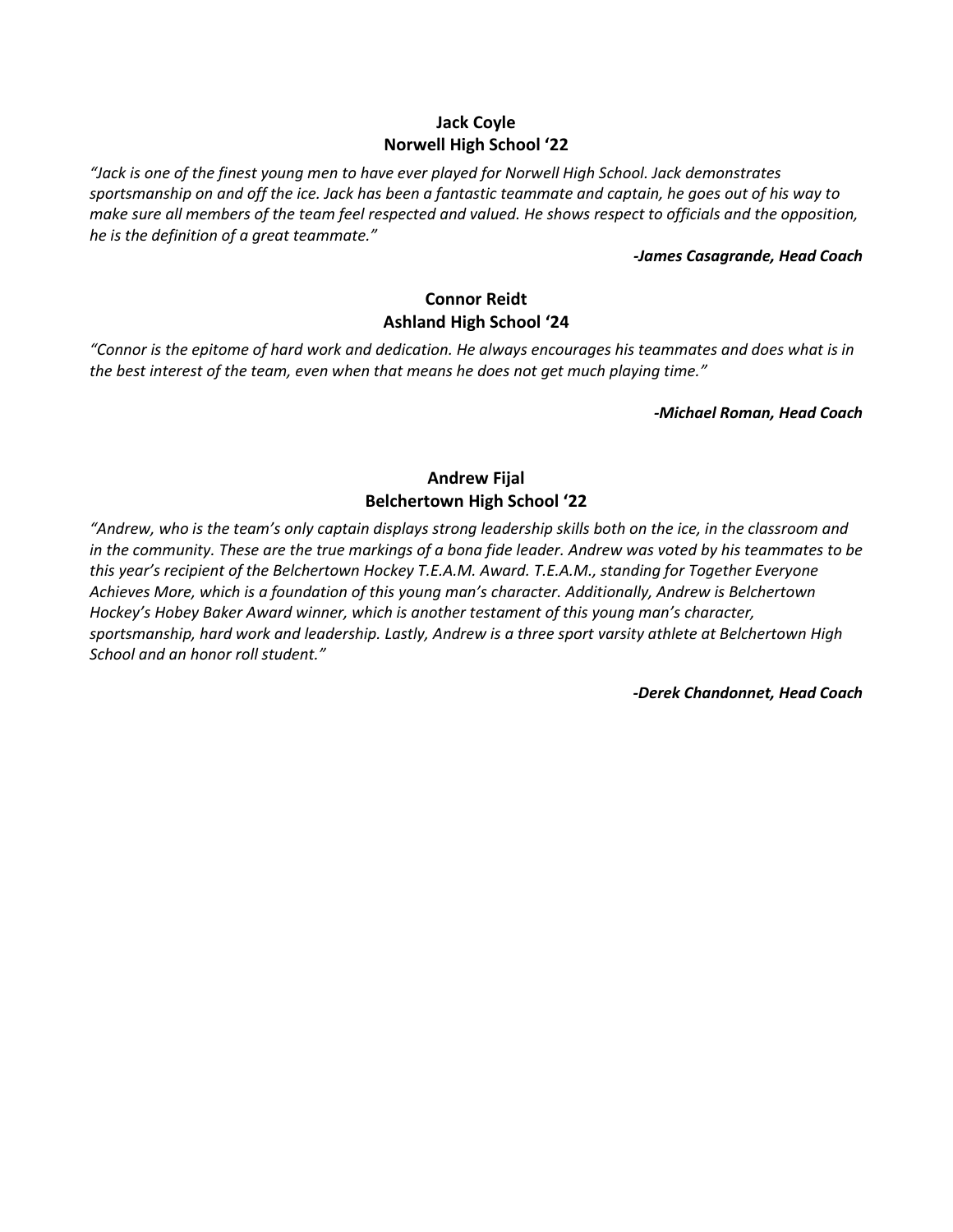**Jack Coyle**
**Norwell High School '22**

*"Jack is one of the finest young men to have ever played for Norwell High School. Jack demonstrates sportsmanship on and off the ice. Jack has been a fantastic teammate and captain, he goes out of his way to make sure all members of the team feel respected and valued. He shows respect to officials and the opposition, he is the definition of a great teammate."*

***-James Casagrande, Head Coach***

**Connor Reidt**
**Ashland High School '24**

*"Connor is the epitome of hard work and dedication. He always encourages his teammates and does what is in the best interest of the team, even when that means he does not get much playing time."*

***-Michael Roman, Head Coach***

**Andrew Fijal**
**Belchertown High School '22**

*"Andrew, who is the team's only captain displays strong leadership skills both on the ice, in the classroom and in the community. These are the true markings of a bona fide leader. Andrew was voted by his teammates to be this year's recipient of the Belchertown Hockey T.E.A.M. Award. T.E.A.M., standing for Together Everyone Achieves More, which is a foundation of this young man's character. Additionally, Andrew is Belchertown Hockey's Hobey Baker Award winner, which is another testament of this young man's character, sportsmanship, hard work and leadership. Lastly, Andrew is a three sport varsity athlete at Belchertown High School and an honor roll student."*

***-Derek Chandonnet, Head Coach***